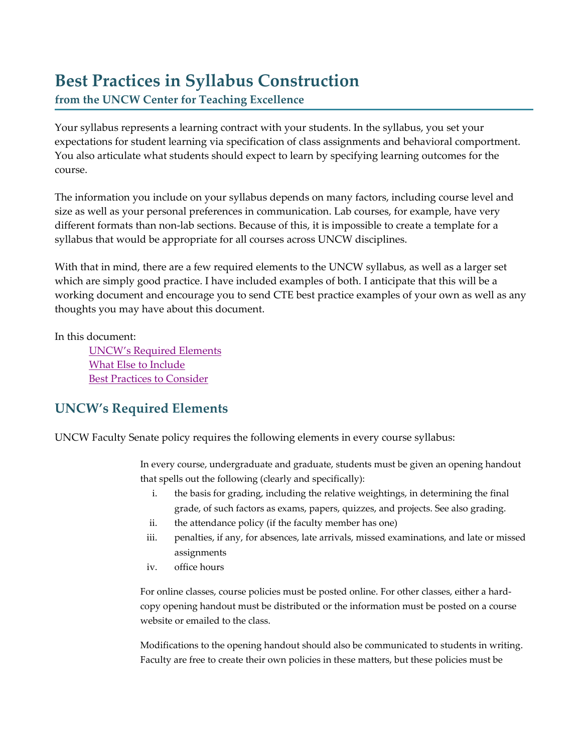# Best Practices in Syllabus Construction

### from the UNCW Center for Teaching Excellence

Your syllabus represents a learning contract with your students. In the syllabus, you set your expectations for student learning via specification of class assignments and behavioral comportment. You also articulate what students should expect to learn by specifying learning outcomes for the course.

The information you include on your syllabus depends on many factors, including course level and size as well as your personal preferences in communication. Lab courses, for example, have very different formats than non-lab sections. Because of this, it is impossible to create a template for a syllabus that would be appropriate for all courses across UNCW disciplines.

With that in mind, there are a few required elements to the UNCW syllabus, as well as a larger set which are simply good practice. I have included examples of both. I anticipate that this will be a working document and encourage you to send CTE best practice examples of your own as well as any thoughts you may have about this document.

In this document:

- UNCW's Required Elements
- What Else to Include
- Best Practices to Consider

## UNCW's Required Elements

UNCW Faculty Senate policy requires the following elements in every course syllabus:

> In every course, undergraduate and graduate, students must be given an opening handout that spells out the following (clearly and specifically):
>
> i. the basis for grading, including the relative weightings, in determining the final grade, of such factors as exams, papers, quizzes, and projects. See also grading.
> ii. the attendance policy (if the faculty member has one)
> iii. penalties, if any, for absences, late arrivals, missed examinations, and late or missed assignments
> iv. office hours
>
> For online classes, course policies must be posted online. For other classes, either a hard-copy opening handout must be distributed or the information must be posted on a course website or emailed to the class.
>
> Modifications to the opening handout should also be communicated to students in writing. Faculty are free to create their own policies in these matters, but these policies must be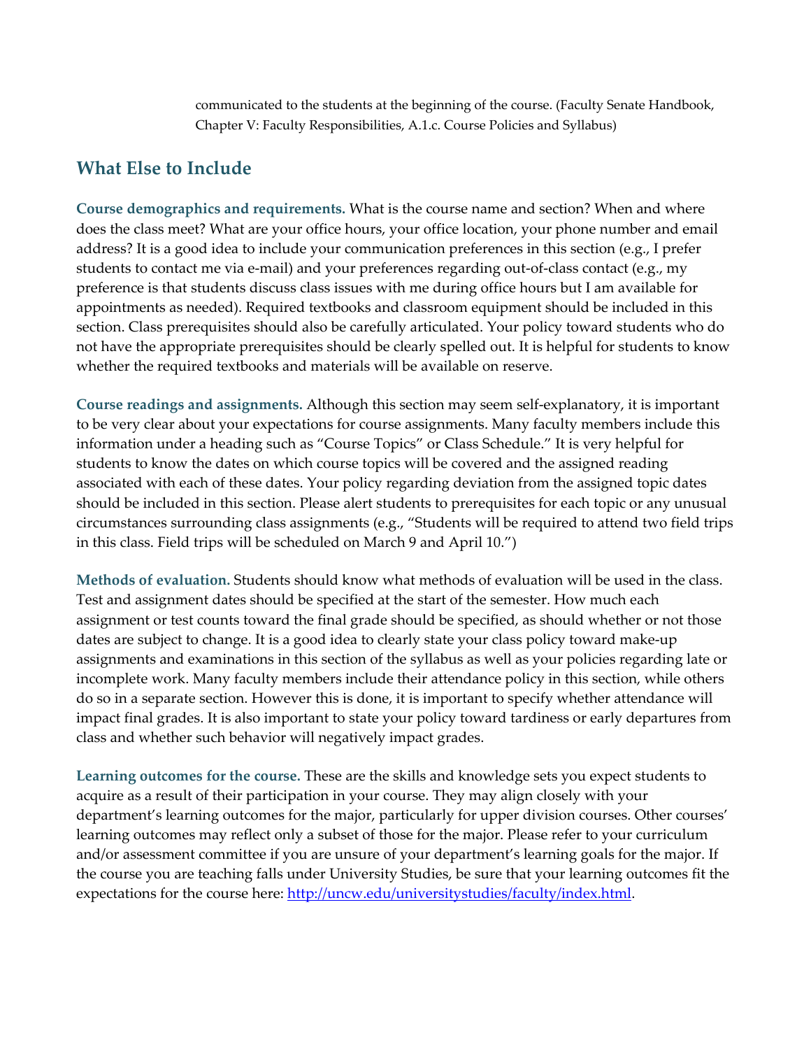communicated to the students at the beginning of the course. (Faculty Senate Handbook, Chapter V: Faculty Responsibilities, A.1.c. Course Policies and Syllabus)

## What Else to Include

**Course demographics and requirements.** What is the course name and section? When and where does the class meet? What are your office hours, your office location, your phone number and email address? It is a good idea to include your communication preferences in this section (e.g., I prefer students to contact me via e-mail) and your preferences regarding out-of-class contact (e.g., my preference is that students discuss class issues with me during office hours but I am available for appointments as needed). Required textbooks and classroom equipment should be included in this section. Class prerequisites should also be carefully articulated. Your policy toward students who do not have the appropriate prerequisites should be clearly spelled out. It is helpful for students to know whether the required textbooks and materials will be available on reserve.

**Course readings and assignments.** Although this section may seem self-explanatory, it is important to be very clear about your expectations for course assignments. Many faculty members include this information under a heading such as "Course Topics" or Class Schedule." It is very helpful for students to know the dates on which course topics will be covered and the assigned reading associated with each of these dates. Your policy regarding deviation from the assigned topic dates should be included in this section. Please alert students to prerequisites for each topic or any unusual circumstances surrounding class assignments (e.g., "Students will be required to attend two field trips in this class. Field trips will be scheduled on March 9 and April 10.")

**Methods of evaluation.** Students should know what methods of evaluation will be used in the class. Test and assignment dates should be specified at the start of the semester. How much each assignment or test counts toward the final grade should be specified, as should whether or not those dates are subject to change. It is a good idea to clearly state your class policy toward make-up assignments and examinations in this section of the syllabus as well as your policies regarding late or incomplete work. Many faculty members include their attendance policy in this section, while others do so in a separate section. However this is done, it is important to specify whether attendance will impact final grades. It is also important to state your policy toward tardiness or early departures from class and whether such behavior will negatively impact grades.

**Learning outcomes for the course.** These are the skills and knowledge sets you expect students to acquire as a result of their participation in your course. They may align closely with your department's learning outcomes for the major, particularly for upper division courses. Other courses' learning outcomes may reflect only a subset of those for the major. Please refer to your curriculum and/or assessment committee if you are unsure of your department's learning goals for the major. If the course you are teaching falls under University Studies, be sure that your learning outcomes fit the expectations for the course here: [http://uncw.edu/universitystudies/faculty/index.html](http://uncw.edu/universitystudies/faculty/index.html).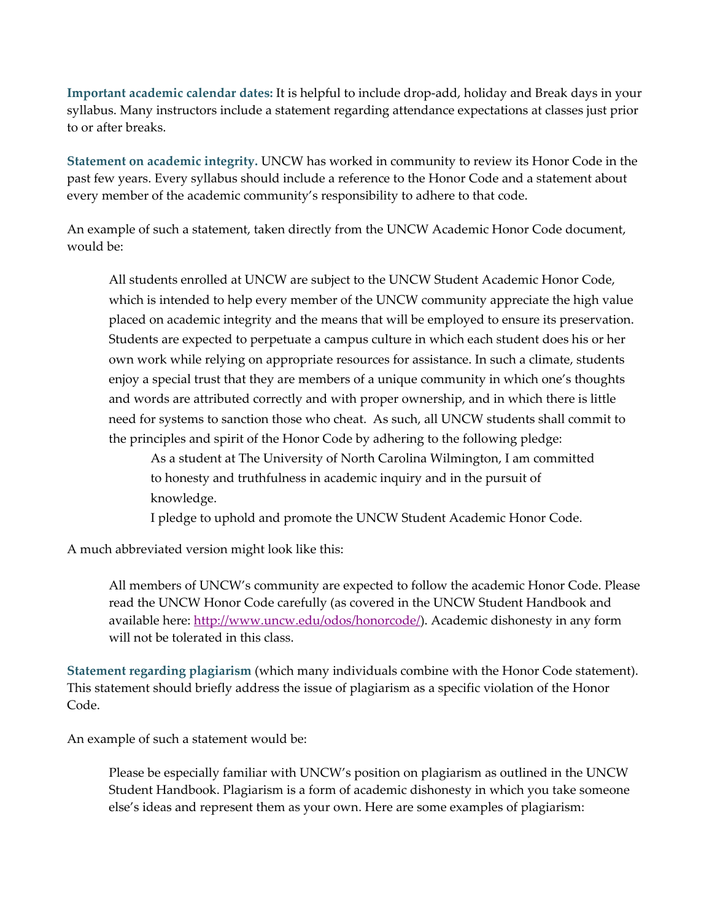**Important academic calendar dates:** It is helpful to include drop-add, holiday and Break days in your syllabus. Many instructors include a statement regarding attendance expectations at classes just prior to or after breaks.

**Statement on academic integrity.** UNCW has worked in community to review its Honor Code in the past few years. Every syllabus should include a reference to the Honor Code and a statement about every member of the academic community's responsibility to adhere to that code.

An example of such a statement, taken directly from the UNCW Academic Honor Code document, would be:

> All students enrolled at UNCW are subject to the UNCW Student Academic Honor Code, which is intended to help every member of the UNCW community appreciate the high value placed on academic integrity and the means that will be employed to ensure its preservation. Students are expected to perpetuate a campus culture in which each student does his or her own work while relying on appropriate resources for assistance. In such a climate, students enjoy a special trust that they are members of a unique community in which one's thoughts and words are attributed correctly and with proper ownership, and in which there is little need for systems to sanction those who cheat. As such, all UNCW students shall commit to the principles and spirit of the Honor Code by adhering to the following pledge:
>
> > As a student at The University of North Carolina Wilmington, I am committed to honesty and truthfulness in academic inquiry and in the pursuit of knowledge.
> >
> > I pledge to uphold and promote the UNCW Student Academic Honor Code.

A much abbreviated version might look like this:

> All members of UNCW's community are expected to follow the academic Honor Code. Please read the UNCW Honor Code carefully (as covered in the UNCW Student Handbook and available here: [http://www.uncw.edu/odos/honorcode/](http://www.uncw.edu/odos/honorcode/)). Academic dishonesty in any form will not be tolerated in this class.

**Statement regarding plagiarism** (which many individuals combine with the Honor Code statement). This statement should briefly address the issue of plagiarism as a specific violation of the Honor Code.

An example of such a statement would be:

> Please be especially familiar with UNCW's position on plagiarism as outlined in the UNCW Student Handbook. Plagiarism is a form of academic dishonesty in which you take someone else's ideas and represent them as your own. Here are some examples of plagiarism: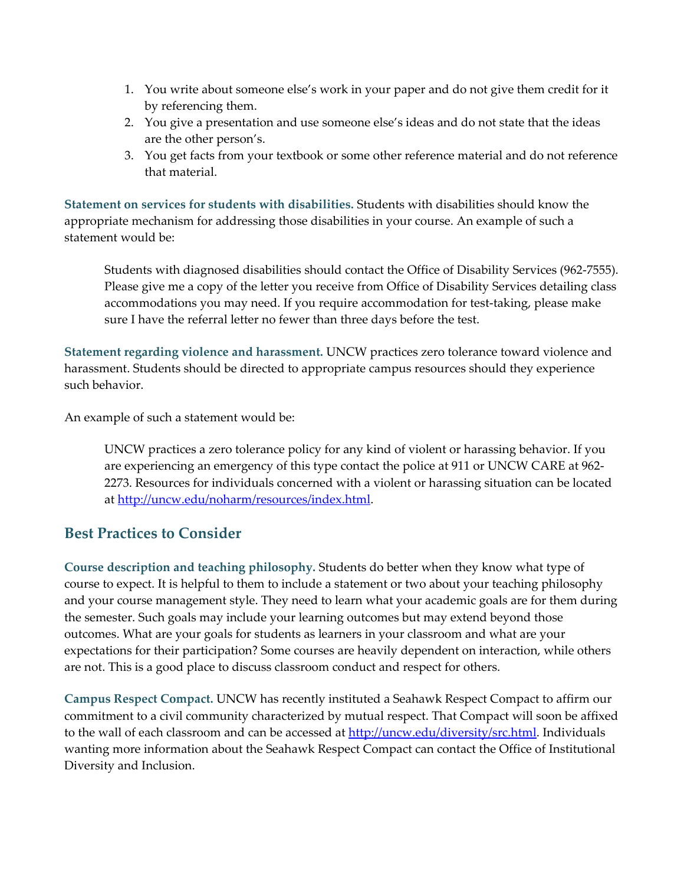1. You write about someone else's work in your paper and do not give them credit for it by referencing them.
2. You give a presentation and use someone else's ideas and do not state that the ideas are the other person's.
3. You get facts from your textbook or some other reference material and do not reference that material.

**Statement on services for students with disabilities.** Students with disabilities should know the appropriate mechanism for addressing those disabilities in your course. An example of such a statement would be:

> Students with diagnosed disabilities should contact the Office of Disability Services (962-7555). Please give me a copy of the letter you receive from Office of Disability Services detailing class accommodations you may need. If you require accommodation for test-taking, please make sure I have the referral letter no fewer than three days before the test.

**Statement regarding violence and harassment.** UNCW practices zero tolerance toward violence and harassment. Students should be directed to appropriate campus resources should they experience such behavior.

An example of such a statement would be:

> UNCW practices a zero tolerance policy for any kind of violent or harassing behavior. If you are experiencing an emergency of this type contact the police at 911 or UNCW CARE at 962-2273. Resources for individuals concerned with a violent or harassing situation can be located at [http://uncw.edu/noharm/resources/index.html](http://uncw.edu/noharm/resources/index.html).

## Best Practices to Consider

**Course description and teaching philosophy.** Students do better when they know what type of course to expect. It is helpful to them to include a statement or two about your teaching philosophy and your course management style. They need to learn what your academic goals are for them during the semester. Such goals may include your learning outcomes but may extend beyond those outcomes. What are your goals for students as learners in your classroom and what are your expectations for their participation? Some courses are heavily dependent on interaction, while others are not. This is a good place to discuss classroom conduct and respect for others.

**Campus Respect Compact.** UNCW has recently instituted a Seahawk Respect Compact to affirm our commitment to a civil community characterized by mutual respect. That Compact will soon be affixed to the wall of each classroom and can be accessed at [http://uncw.edu/diversity/src.html](http://uncw.edu/diversity/src.html). Individuals wanting more information about the Seahawk Respect Compact can contact the Office of Institutional Diversity and Inclusion.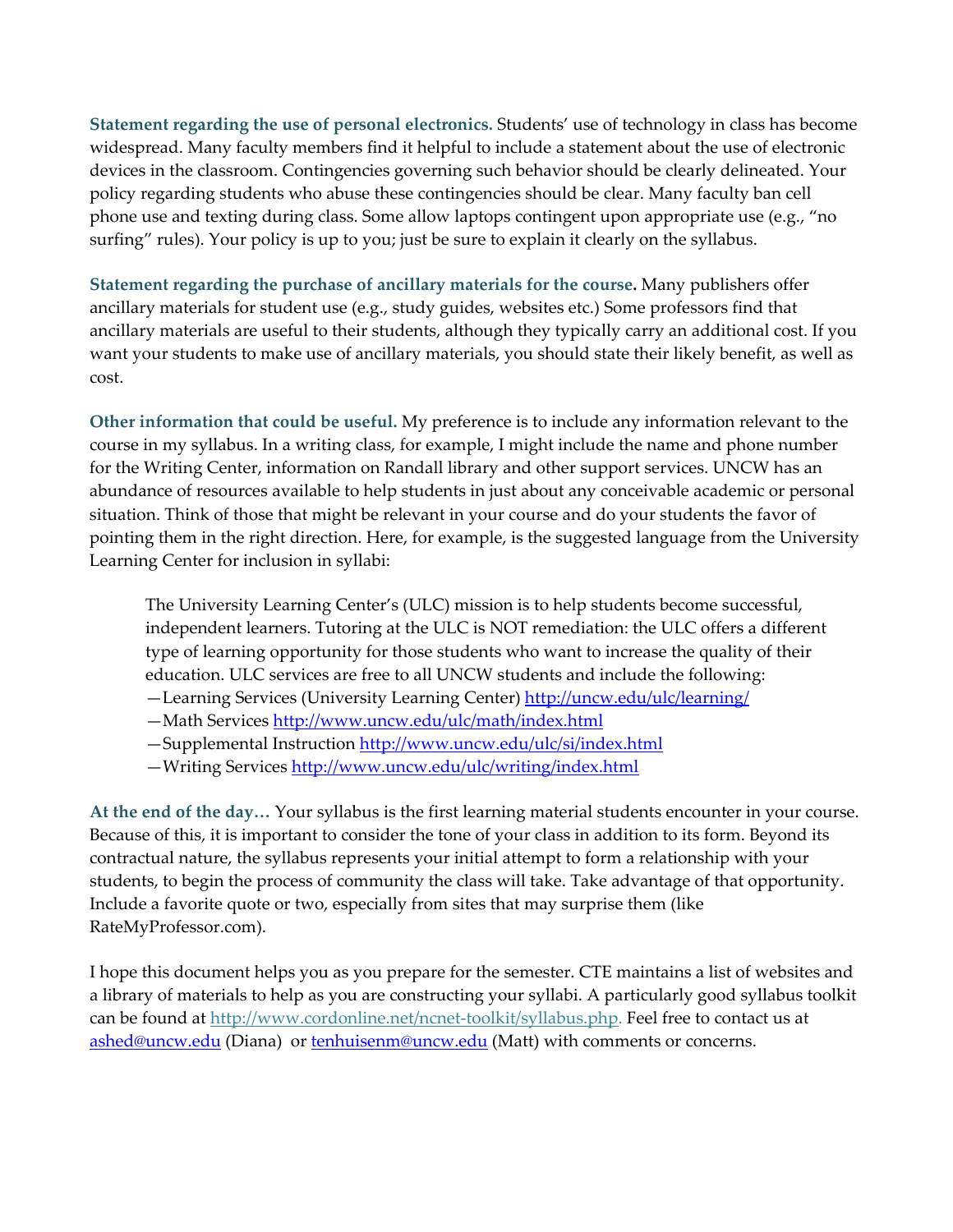**Statement regarding the use of personal electronics.** Students' use of technology in class has become widespread. Many faculty members find it helpful to include a statement about the use of electronic devices in the classroom. Contingencies governing such behavior should be clearly delineated. Your policy regarding students who abuse these contingencies should be clear. Many faculty ban cell phone use and texting during class. Some allow laptops contingent upon appropriate use (e.g., "no surfing" rules). Your policy is up to you; just be sure to explain it clearly on the syllabus.

**Statement regarding the purchase of ancillary materials for the course.** Many publishers offer ancillary materials for student use (e.g., study guides, websites etc.) Some professors find that ancillary materials are useful to their students, although they typically carry an additional cost. If you want your students to make use of ancillary materials, you should state their likely benefit, as well as cost.

**Other information that could be useful.** My preference is to include any information relevant to the course in my syllabus. In a writing class, for example, I might include the name and phone number for the Writing Center, information on Randall library and other support services. UNCW has an abundance of resources available to help students in just about any conceivable academic or personal situation. Think of those that might be relevant in your course and do your students the favor of pointing them in the right direction. Here, for example, is the suggested language from the University Learning Center for inclusion in syllabi:

> The University Learning Center's (ULC) mission is to help students become successful, independent learners. Tutoring at the ULC is NOT remediation: the ULC offers a different type of learning opportunity for those students who want to increase the quality of their education. ULC services are free to all UNCW students and include the following:
> —Learning Services (University Learning Center) http://uncw.edu/ulc/learning/
> —Math Services http://www.uncw.edu/ulc/math/index.html
> —Supplemental Instruction http://www.uncw.edu/ulc/si/index.html
> —Writing Services http://www.uncw.edu/ulc/writing/index.html

**At the end of the day…** Your syllabus is the first learning material students encounter in your course. Because of this, it is important to consider the tone of your class in addition to its form. Beyond its contractual nature, the syllabus represents your initial attempt to form a relationship with your students, to begin the process of community the class will take. Take advantage of that opportunity. Include a favorite quote or two, especially from sites that may surprise them (like RateMyProfessor.com).

I hope this document helps you as you prepare for the semester. CTE maintains a list of websites and a library of materials to help as you are constructing your syllabi. A particularly good syllabus toolkit can be found at http://www.cordonline.net/ncnet-toolkit/syllabus.php. Feel free to contact us at ashed@uncw.edu (Diana) or tenhuisenm@uncw.edu (Matt) with comments or concerns.